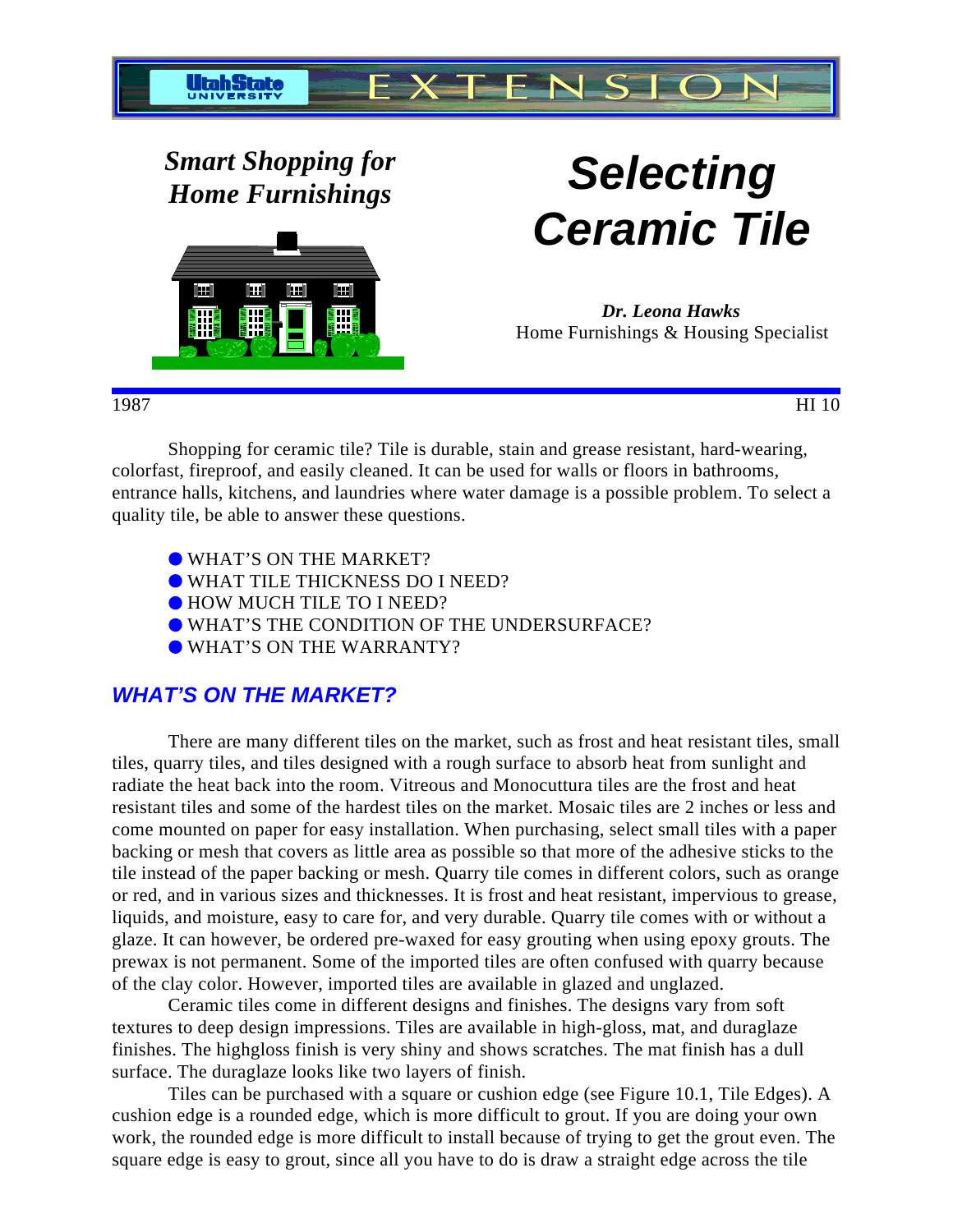Utah State University EXTENSION

*Smart Shopping for Home Furnishings*

# Selecting Ceramic Tile

***Dr. Leona Hawks***
Home Furnishings & Housing Specialist

1987 HI 10

Shopping for ceramic tile? Tile is durable, stain and grease resistant, hard-wearing, colorfast, fireproof, and easily cleaned. It can be used for walls or floors in bathrooms, entrance halls, kitchens, and laundries where water damage is a possible problem. To select a quality tile, be able to answer these questions.

- WHAT'S ON THE MARKET?
- WHAT TILE THICKNESS DO I NEED?
- HOW MUCH TILE TO I NEED?
- WHAT'S THE CONDITION OF THE UNDERSURFACE?
- WHAT'S ON THE WARRANTY?

## *WHAT'S ON THE MARKET?*

There are many different tiles on the market, such as frost and heat resistant tiles, small tiles, quarry tiles, and tiles designed with a rough surface to absorb heat from sunlight and radiate the heat back into the room. Vitreous and Monocuttura tiles are the frost and heat resistant tiles and some of the hardest tiles on the market. Mosaic tiles are 2 inches or less and come mounted on paper for easy installation. When purchasing, select small tiles with a paper backing or mesh that covers as little area as possible so that more of the adhesive sticks to the tile instead of the paper backing or mesh. Quarry tile comes in different colors, such as orange or red, and in various sizes and thicknesses. It is frost and heat resistant, impervious to grease, liquids, and moisture, easy to care for, and very durable. Quarry tile comes with or without a glaze. It can however, be ordered pre-waxed for easy grouting when using epoxy grouts. The prewax is not permanent. Some of the imported tiles are often confused with quarry because of the clay color. However, imported tiles are available in glazed and unglazed.

Ceramic tiles come in different designs and finishes. The designs vary from soft textures to deep design impressions. Tiles are available in high-gloss, mat, and duraglaze finishes. The highgloss finish is very shiny and shows scratches. The mat finish has a dull surface. The duraglaze looks like two layers of finish.

Tiles can be purchased with a square or cushion edge (see Figure 10.1, Tile Edges). A cushion edge is a rounded edge, which is more difficult to grout. If you are doing your own work, the rounded edge is more difficult to install because of trying to get the grout even. The square edge is easy to grout, since all you have to do is draw a straight edge across the tile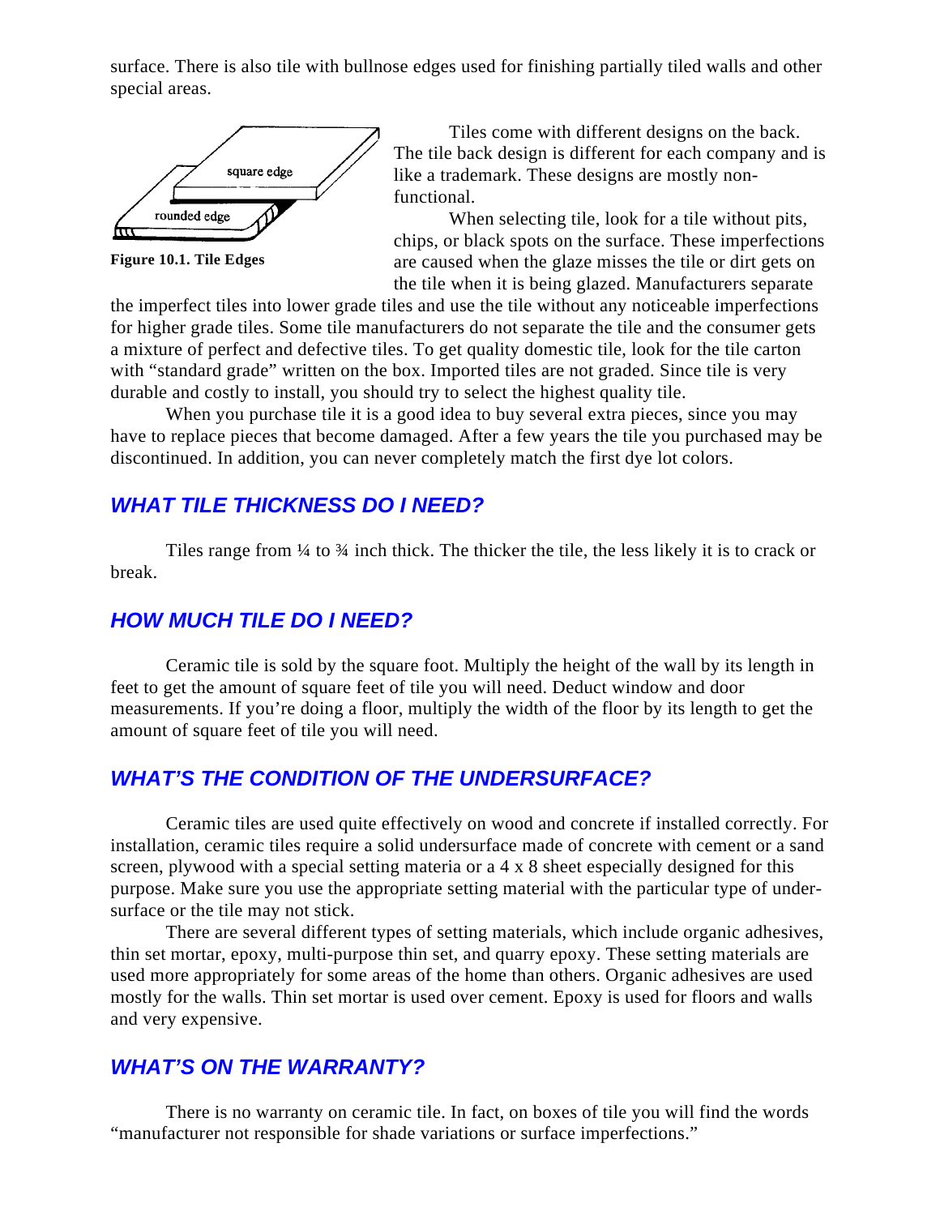surface. There is also tile with bullnose edges used for finishing partially tiled walls and other special areas.

**Figure 10.1. Tile Edges**

Tiles come with different designs on the back. The tile back design is different for each company and is like a trademark. These designs are mostly non-functional.

When selecting tile, look for a tile without pits, chips, or black spots on the surface. These imperfections are caused when the glaze misses the tile or dirt gets on the tile when it is being glazed. Manufacturers separate the imperfect tiles into lower grade tiles and use the tile without any noticeable imperfections for higher grade tiles. Some tile manufacturers do not separate the tile and the consumer gets a mixture of perfect and defective tiles. To get quality domestic tile, look for the tile carton with "standard grade" written on the box. Imported tiles are not graded. Since tile is very durable and costly to install, you should try to select the highest quality tile.

When you purchase tile it is a good idea to buy several extra pieces, since you may have to replace pieces that become damaged. After a few years the tile you purchased may be discontinued. In addition, you can never completely match the first dye lot colors.

## *WHAT TILE THICKNESS DO I NEED?*

Tiles range from ¼ to ¾ inch thick. The thicker the tile, the less likely it is to crack or break.

## *HOW MUCH TILE DO I NEED?*

Ceramic tile is sold by the square foot. Multiply the height of the wall by its length in feet to get the amount of square feet of tile you will need. Deduct window and door measurements. If you're doing a floor, multiply the width of the floor by its length to get the amount of square feet of tile you will need.

## *WHAT'S THE CONDITION OF THE UNDERSURFACE?*

Ceramic tiles are used quite effectively on wood and concrete if installed correctly. For installation, ceramic tiles require a solid undersurface made of concrete with cement or a sand screen, plywood with a special setting materia or a 4 x 8 sheet especially designed for this purpose. Make sure you use the appropriate setting material with the particular type of under-surface or the tile may not stick.

There are several different types of setting materials, which include organic adhesives, thin set mortar, epoxy, multi-purpose thin set, and quarry epoxy. These setting materials are used more appropriately for some areas of the home than others. Organic adhesives are used mostly for the walls. Thin set mortar is used over cement. Epoxy is used for floors and walls and very expensive.

## *WHAT'S ON THE WARRANTY?*

There is no warranty on ceramic tile. In fact, on boxes of tile you will find the words "manufacturer not responsible for shade variations or surface imperfections."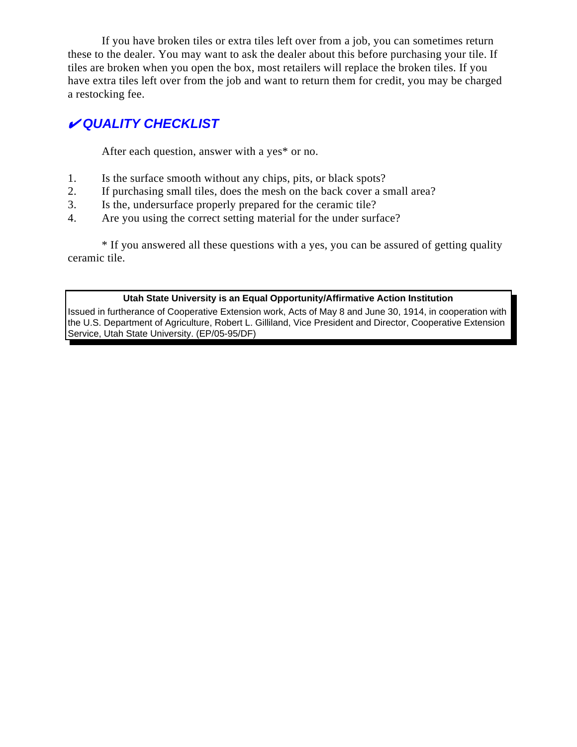If you have broken tiles or extra tiles left over from a job, you can sometimes return these to the dealer. You may want to ask the dealer about this before purchasing your tile. If tiles are broken when you open the box, most retailers will replace the broken tiles. If you have extra tiles left over from the job and want to return them for credit, you may be charged a restocking fee.

## ✔*QUALITY CHECKLIST*

After each question, answer with a yes* or no.

1. Is the surface smooth without any chips, pits, or black spots?
2. If purchasing small tiles, does the mesh on the back cover a small area?
3. Is the, undersurface properly prepared for the ceramic tile?
4. Are you using the correct setting material for the under surface?

* If you answered all these questions with a yes, you can be assured of getting quality ceramic tile.

**Utah State University is an Equal Opportunity/Affirmative Action Institution**

Issued in furtherance of Cooperative Extension work, Acts of May 8 and June 30, 1914, in cooperation with the U.S. Department of Agriculture, Robert L. Gilliland, Vice President and Director, Cooperative Extension Service, Utah State University. (EP/05-95/DF)